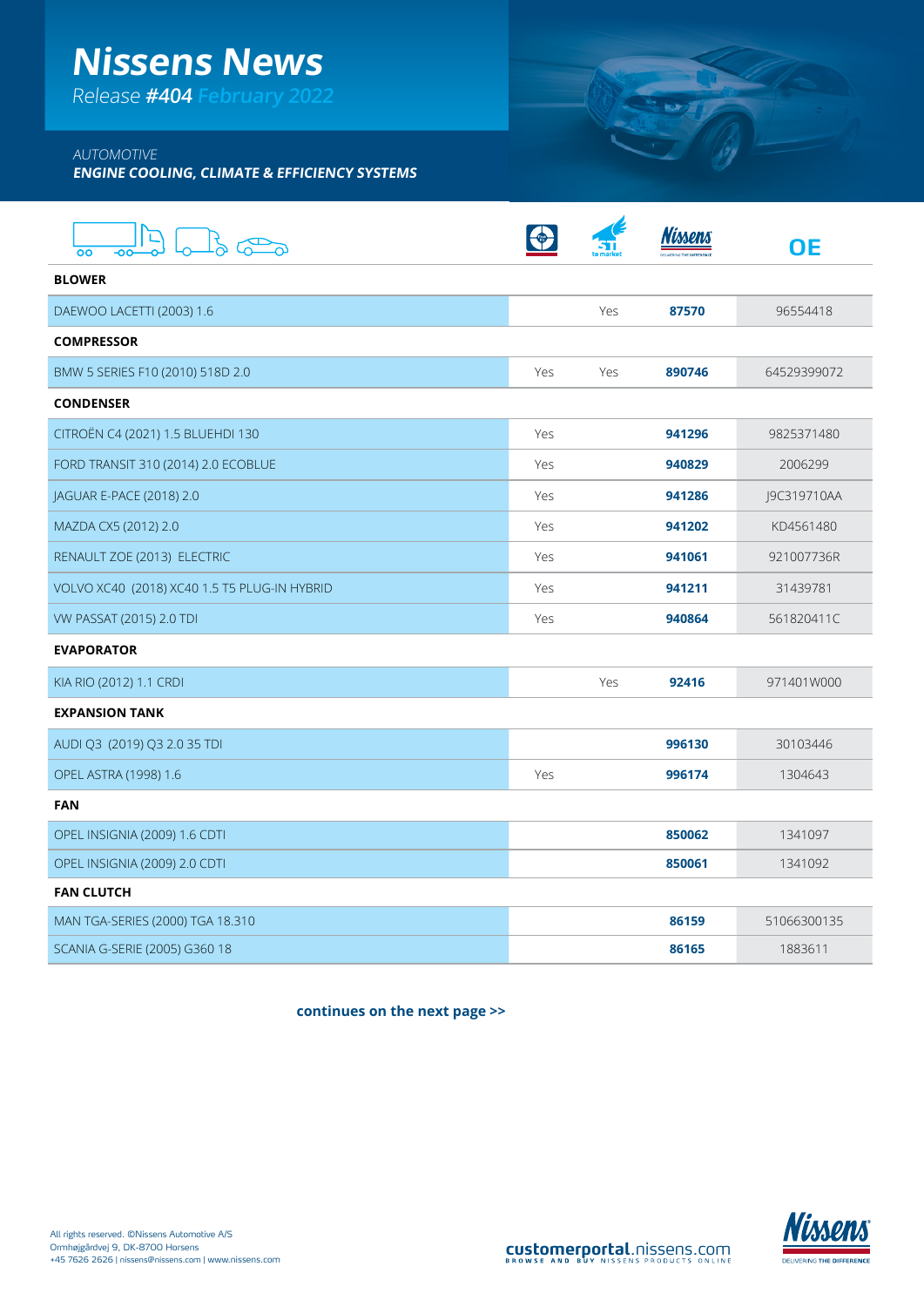# Nissens News

*Release **#404** February 2022*

*AUTOMOTIVE*
***ENGINE COOLING, CLIMATE & EFFICIENCY SYSTEMS***

| | | to market | Nissens | OE |
|---|---|---|---|---|
| **BLOWER** | | | | |
| DAEWOO LACETTI (2003) 1.6 | | Yes | **87570** | 96554418 |
| **COMPRESSOR** | | | | |
| BMW 5 SERIES F10 (2010) 518D 2.0 | Yes | Yes | **890746** | 64529399072 |
| **CONDENSER** | | | | |
| CITROËN C4 (2021) 1.5 BLUEHDI 130 | Yes | | **941296** | 9825371480 |
| FORD TRANSIT 310 (2014) 2.0 ECOBLUE | Yes | | **940829** | 2006299 |
| JAGUAR E-PACE (2018) 2.0 | Yes | | **941286** | J9C319710AA |
| MAZDA CX5 (2012) 2.0 | Yes | | **941202** | KD4561480 |
| RENAULT ZOE (2013) ELECTRIC | Yes | | **941061** | 921007736R |
| VOLVO XC40 (2018) XC40 1.5 T5 PLUG-IN HYBRID | Yes | | **941211** | 31439781 |
| VW PASSAT (2015) 2.0 TDI | Yes | | **940864** | 561820411C |
| **EVAPORATOR** | | | | |
| KIA RIO (2012) 1.1 CRDI | | Yes | **92416** | 971401W000 |
| **EXPANSION TANK** | | | | |
| AUDI Q3 (2019) Q3 2.0 35 TDI | | | **996130** | 30103446 |
| OPEL ASTRA (1998) 1.6 | Yes | | **996174** | 1304643 |
| **FAN** | | | | |
| OPEL INSIGNIA (2009) 1.6 CDTI | | | **850062** | 1341097 |
| OPEL INSIGNIA (2009) 2.0 CDTI | | | **850061** | 1341092 |
| **FAN CLUTCH** | | | | |
| MAN TGA-SERIES (2000) TGA 18.310 | | | **86159** | 51066300135 |
| SCANIA G-SERIE (2005) G360 18 | | | **86165** | 1883611 |

**continues on the next page >>**

All rights reserved. ©Nissens Automotive A/S
Ormhøjgårdvej 9, DK-8700 Horsens
+45 7626 2626 | nissens@nissens.com | www.nissens.com

**customerportal**.nissens.com
BROWSE AND BUY NISSENS PRODUCTS ONLINE

Nissens
DELIVERING THE DIFFERENCE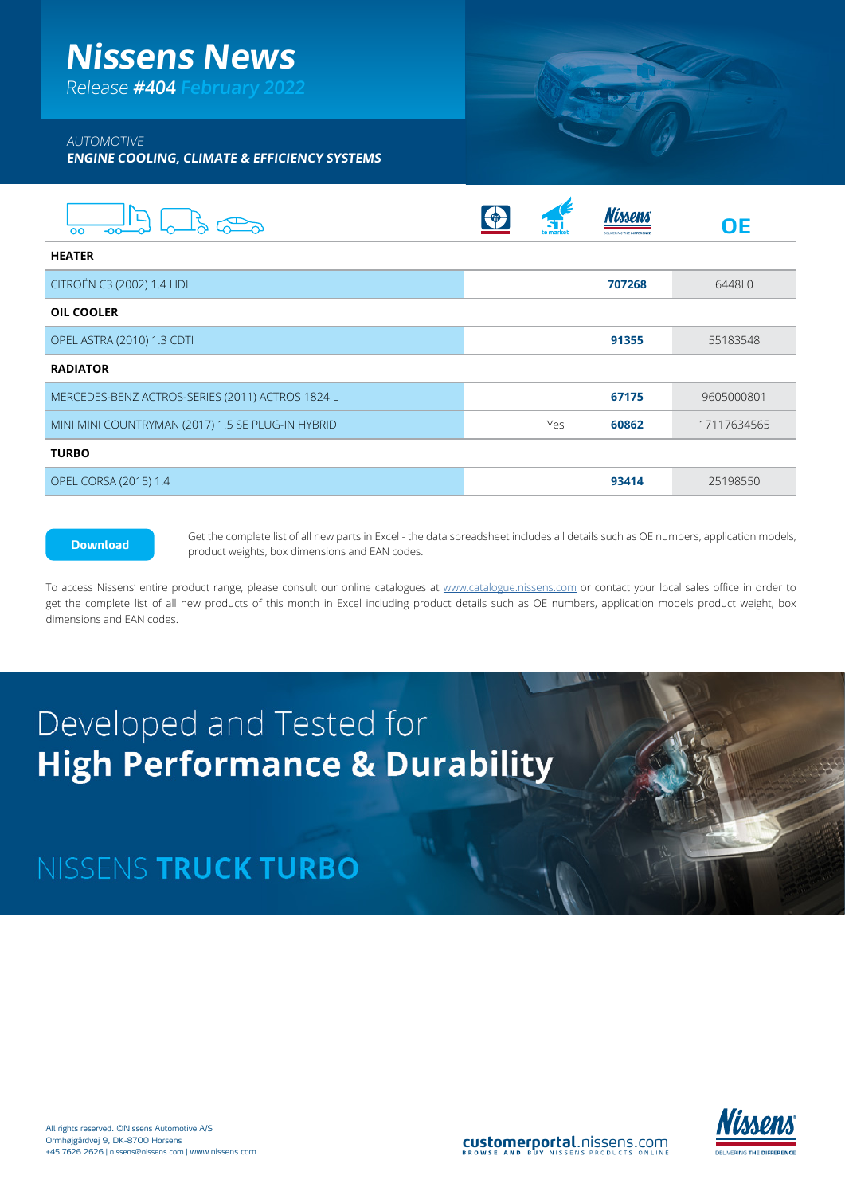# Nissens News

*Release* ***#404*** *February 2022*

*AUTOMOTIVE*

***ENGINE COOLING, CLIMATE & EFFICIENCY SYSTEMS***

| | | Nissens | OE |
|---|---|---|---|
| **HEATER** | | | |
| CITROËN C3 (2002) 1.4 HDI | | **707268** | 6448L0 |
| **OIL COOLER** | | | |
| OPEL ASTRA (2010) 1.3 CDTI | | **91355** | 55183548 |
| **RADIATOR** | | | |
| MERCEDES-BENZ ACTROS-SERIES (2011) ACTROS 1824 L | | **67175** | 9605000801 |
| MINI MINI COUNTRYMAN (2017) 1.5 SE PLUG-IN HYBRID | Yes | **60862** | 17117634565 |
| **TURBO** | | | |
| OPEL CORSA (2015) 1.4 | | **93414** | 25198550 |

**Download**

Get the complete list of all new parts in Excel - the data spreadsheet includes all details such as OE numbers, application models, product weights, box dimensions and EAN codes.

To access Nissens' entire product range, please consult our online catalogues at www.catalogue.nissens.com or contact your local sales office in order to get the complete list of all new products of this month in Excel including product details such as OE numbers, application models product weight, box dimensions and EAN codes.

Developed and Tested for
**High Performance & Durability**

NISSENS **TRUCK TURBO**

All rights reserved. ©Nissens Automotive A/S
Ormhøjgårdvej 9, DK-8700 Horsens
+45 7626 2626 | nissens@nissens.com | www.nissens.com

**customerportal**.nissens.com
BROWSE AND BUY NISSENS PRODUCTS ONLINE